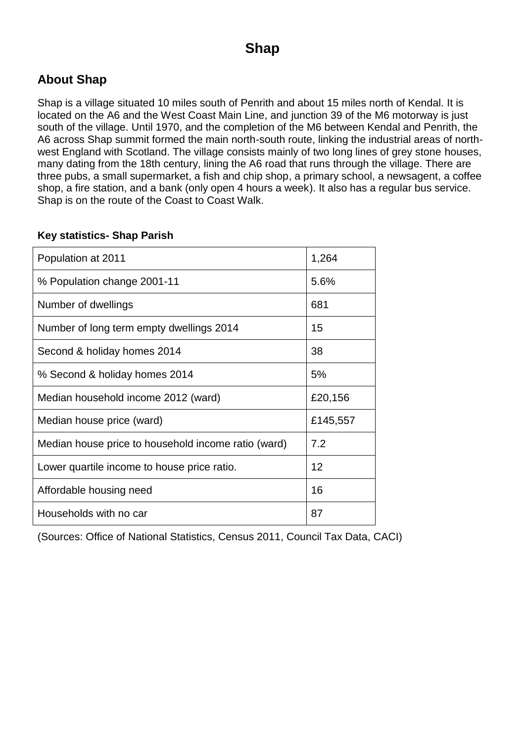# Shap

## About Shap

Shap is a village situated 10 miles south of Penrith and about 15 miles north of Kendal. It is located on the A6 and the West Coast Main Line, and junction 39 of the M6 motorway is just south of the village. Until 1970, and the completion of the M6 between Kendal and Penrith, the A6 across Shap summit formed the main north-south route, linking the industrial areas of north-west England with Scotland. The village consists mainly of two long lines of grey stone houses, many dating from the 18th century, lining the A6 road that runs through the village. There are three pubs, a small supermarket, a fish and chip shop, a primary school, a newsagent, a coffee shop, a fire station, and a bank (only open 4 hours a week). It also has a regular bus service. Shap is on the route of the Coast to Coast Walk.

**Key statistics- Shap Parish**

| | |
|---|---|
| Population at 2011 | 1,264 |
| % Population change 2001-11 | 5.6% |
| Number of dwellings | 681 |
| Number of long term empty dwellings 2014 | 15 |
| Second & holiday homes 2014 | 38 |
| % Second & holiday homes 2014 | 5% |
| Median household income 2012 (ward) | £20,156 |
| Median house price (ward) | £145,557 |
| Median house price to household income ratio (ward) | 7.2 |
| Lower quartile income to house price ratio. | 12 |
| Affordable housing need | 16 |
| Households with no car | 87 |

(Sources: Office of National Statistics, Census 2011, Council Tax Data, CACI)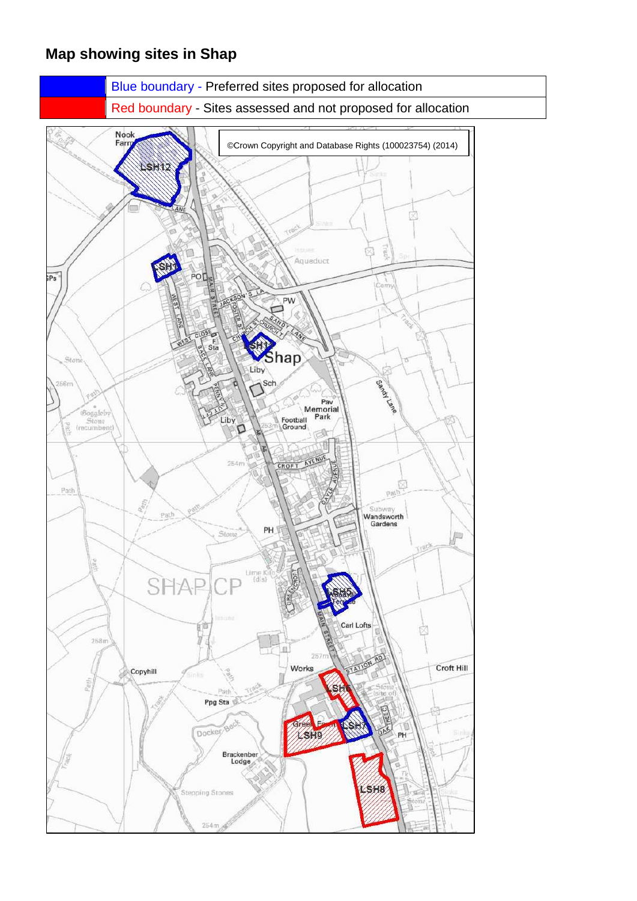## Map showing sites in Shap

| | |
|---|---|
| | Blue boundary - Preferred sites proposed for allocation |
| | Red boundary - Sites assessed and not proposed for allocation |

©Crown Copyright and Database Rights (100023754) (2014)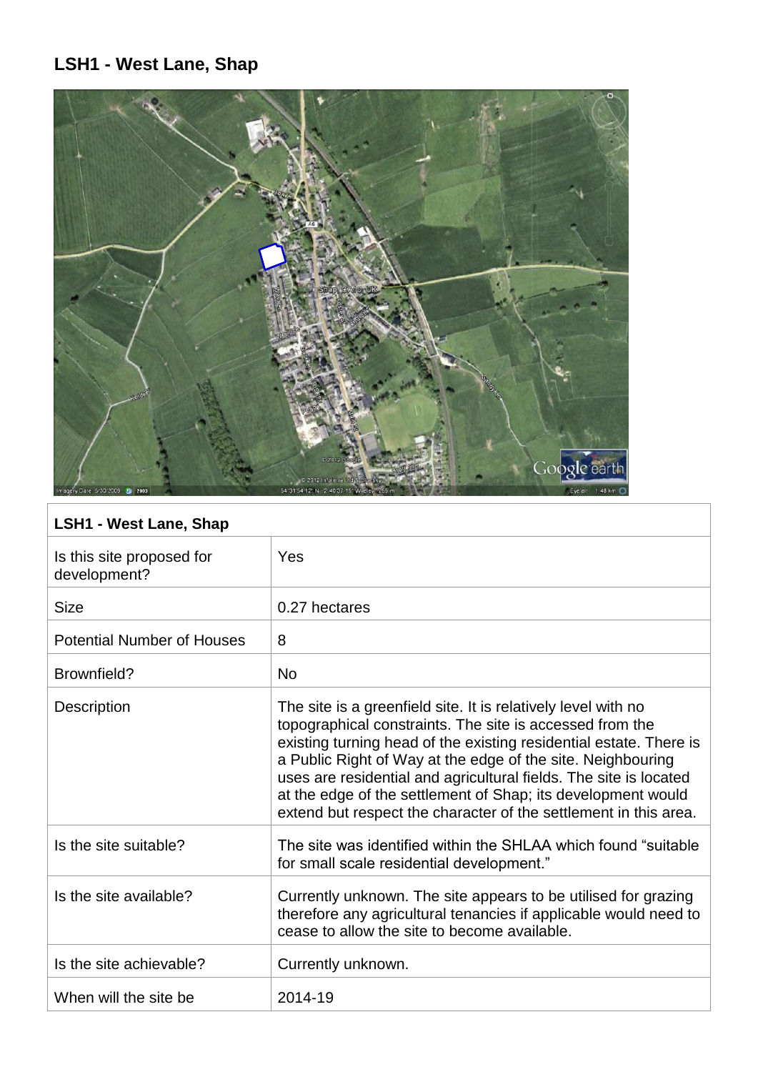# LSH1 - West Lane, Shap

| LSH1 - West Lane, Shap | |
|---|---|
| Is this site proposed for development? | Yes |
| Size | 0.27 hectares |
| Potential Number of Houses | 8 |
| Brownfield? | No |
| Description | The site is a greenfield site. It is relatively level with no topographical constraints. The site is accessed from the existing turning head of the existing residential estate. There is a Public Right of Way at the edge of the site. Neighbouring uses are residential and agricultural fields. The site is located at the edge of the settlement of Shap; its development would extend but respect the character of the settlement in this area. |
| Is the site suitable? | The site was identified within the SHLAA which found "suitable for small scale residential development." |
| Is the site available? | Currently unknown. The site appears to be utilised for grazing therefore any agricultural tenancies if applicable would need to cease to allow the site to become available. |
| Is the site achievable? | Currently unknown. |
| When will the site be | 2014-19 |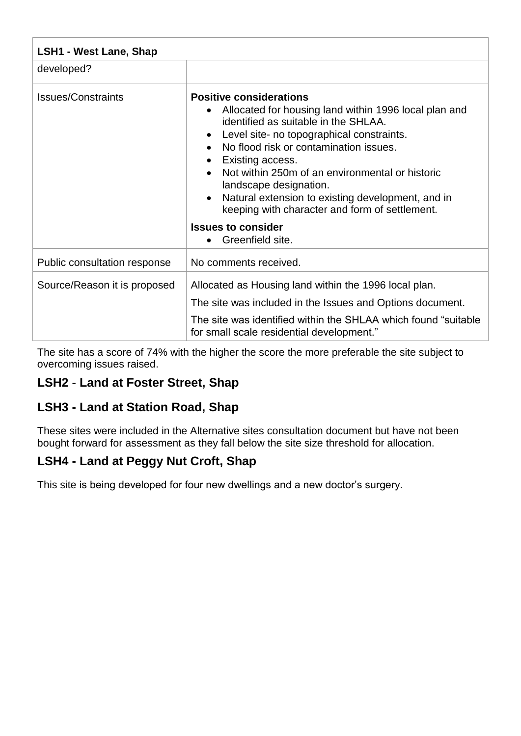| LSH1 - West Lane, Shap | |
|---|---|
| developed? | |
| Issues/Constraints | **Positive considerations**<br>• Allocated for housing land within 1996 local plan and identified as suitable in the SHLAA.<br>• Level site- no topographical constraints.<br>• No flood risk or contamination issues.<br>• Existing access.<br>• Not within 250m of an environmental or historic landscape designation.<br>• Natural extension to existing development, and in keeping with character and form of settlement.<br>**Issues to consider**<br>• Greenfield site. |
| Public consultation response | No comments received. |
| Source/Reason it is proposed | Allocated as Housing land within the 1996 local plan.<br>The site was included in the Issues and Options document.<br>The site was identified within the SHLAA which found "suitable for small scale residential development." |

The site has a score of 74% with the higher the score the more preferable the site subject to overcoming issues raised.

## LSH2 - Land at Foster Street, Shap

## LSH3 - Land at Station Road, Shap

These sites were included in the Alternative sites consultation document but have not been bought forward for assessment as they fall below the site size threshold for allocation.

## LSH4 - Land at Peggy Nut Croft, Shap

This site is being developed for four new dwellings and a new doctor's surgery.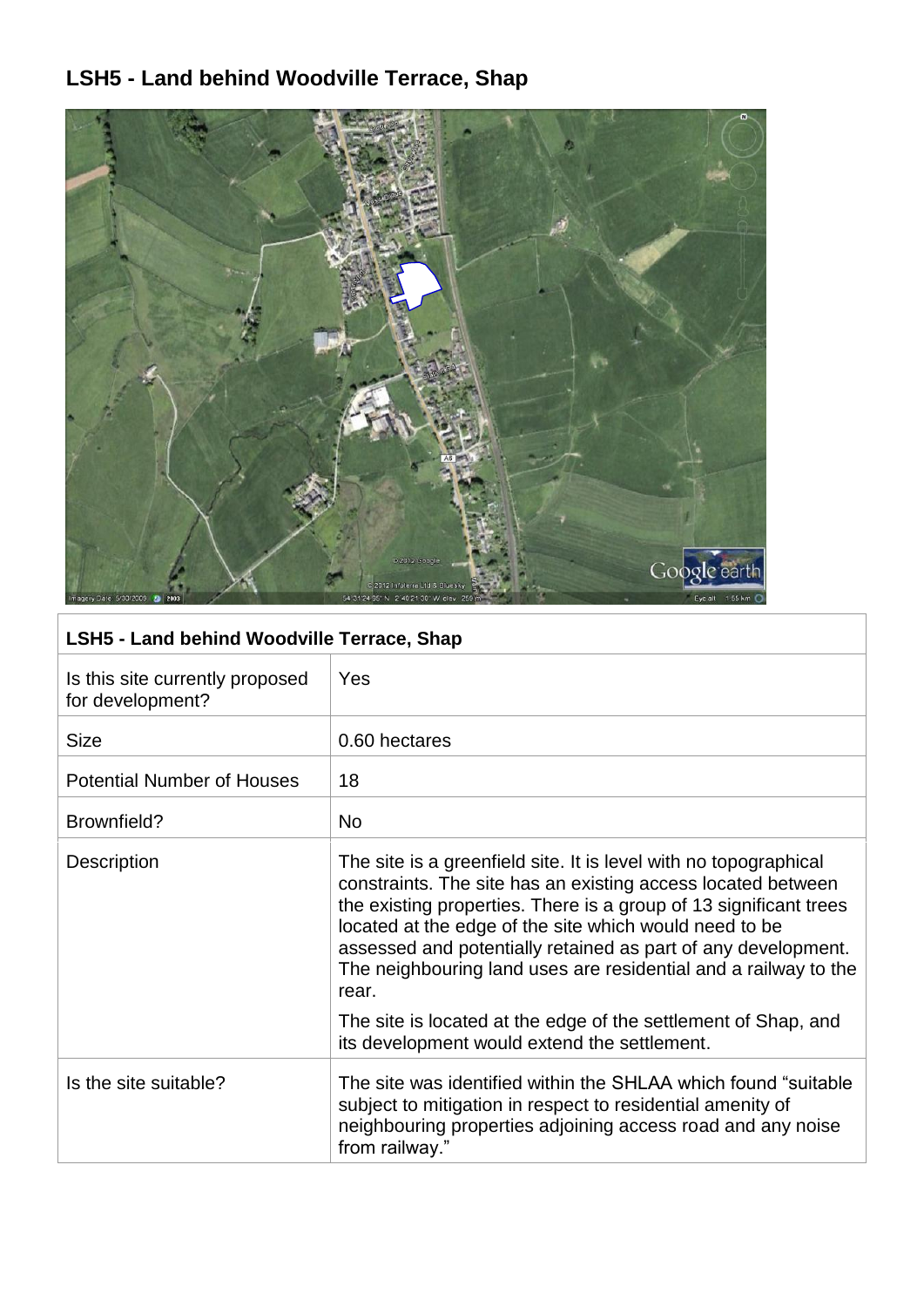## LSH5 - Land behind Woodville Terrace, Shap

| LSH5 - Land behind Woodville Terrace, Shap | |
|---|---|
| Is this site currently proposed for development? | Yes |
| Size | 0.60 hectares |
| Potential Number of Houses | 18 |
| Brownfield? | No |
| Description | The site is a greenfield site. It is level with no topographical constraints. The site has an existing access located between the existing properties. There is a group of 13 significant trees located at the edge of the site which would need to be assessed and potentially retained as part of any development. The neighbouring land uses are residential and a railway to the rear.<br><br>The site is located at the edge of the settlement of Shap, and its development would extend the settlement. |
| Is the site suitable? | The site was identified within the SHLAA which found "suitable subject to mitigation in respect to residential amenity of neighbouring properties adjoining access road and any noise from railway." |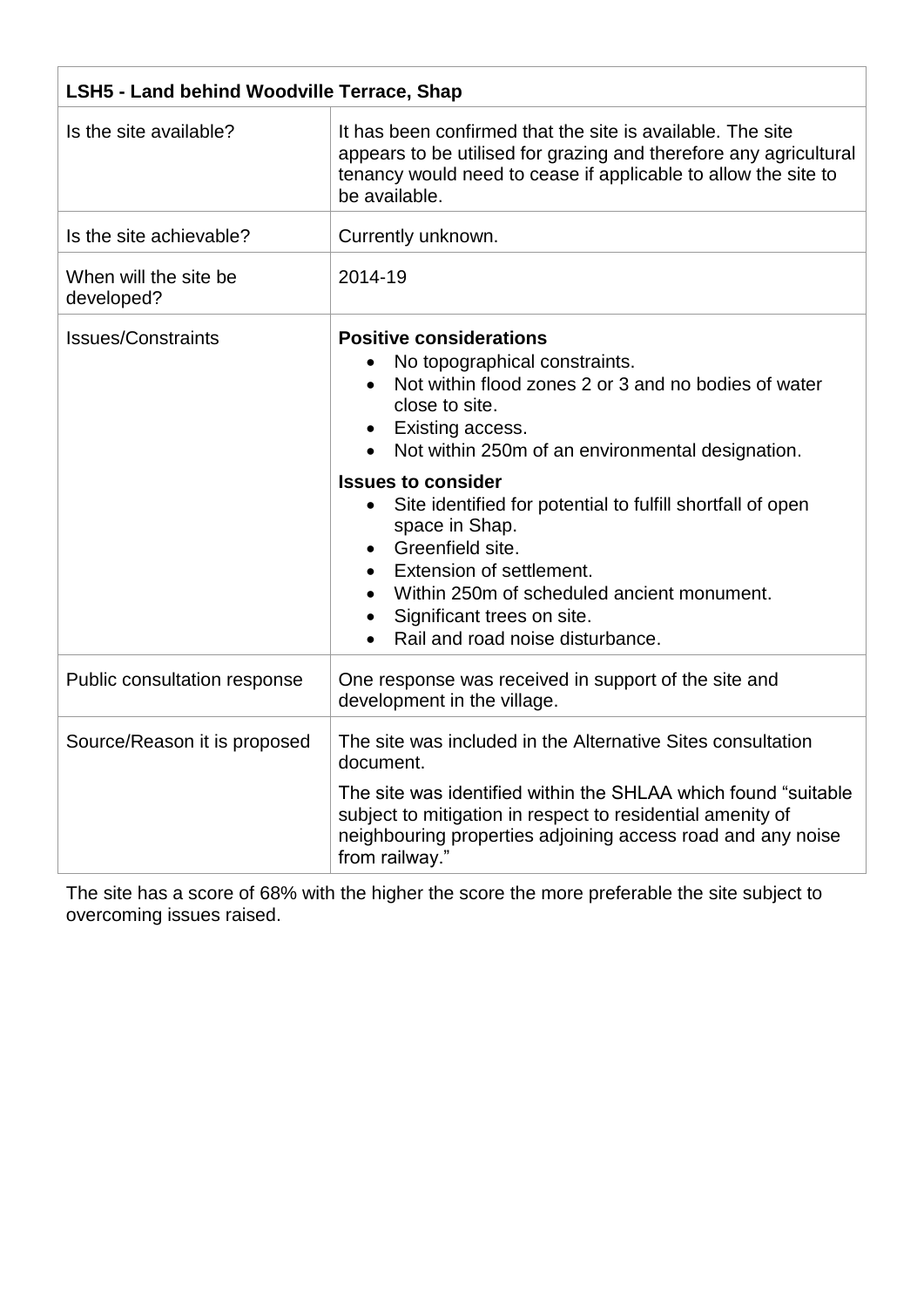| LSH5 - Land behind Woodville Terrace, Shap | |
|---|---|
| Is the site available? | It has been confirmed that the site is available. The site appears to be utilised for grazing and therefore any agricultural tenancy would need to cease if applicable to allow the site to be available. |
| Is the site achievable? | Currently unknown. |
| When will the site be developed? | 2014-19 |
| Issues/Constraints | **Positive considerations**<br>• No topographical constraints.<br>• Not within flood zones 2 or 3 and no bodies of water close to site.<br>• Existing access.<br>• Not within 250m of an environmental designation.<br>**Issues to consider**<br>• Site identified for potential to fulfill shortfall of open space in Shap.<br>• Greenfield site.<br>• Extension of settlement.<br>• Within 250m of scheduled ancient monument.<br>• Significant trees on site.<br>• Rail and road noise disturbance. |
| Public consultation response | One response was received in support of the site and development in the village. |
| Source/Reason it is proposed | The site was included in the Alternative Sites consultation document.<br>The site was identified within the SHLAA which found "suitable subject to mitigation in respect to residential amenity of neighbouring properties adjoining access road and any noise from railway." |

The site has a score of 68% with the higher the score the more preferable the site subject to overcoming issues raised.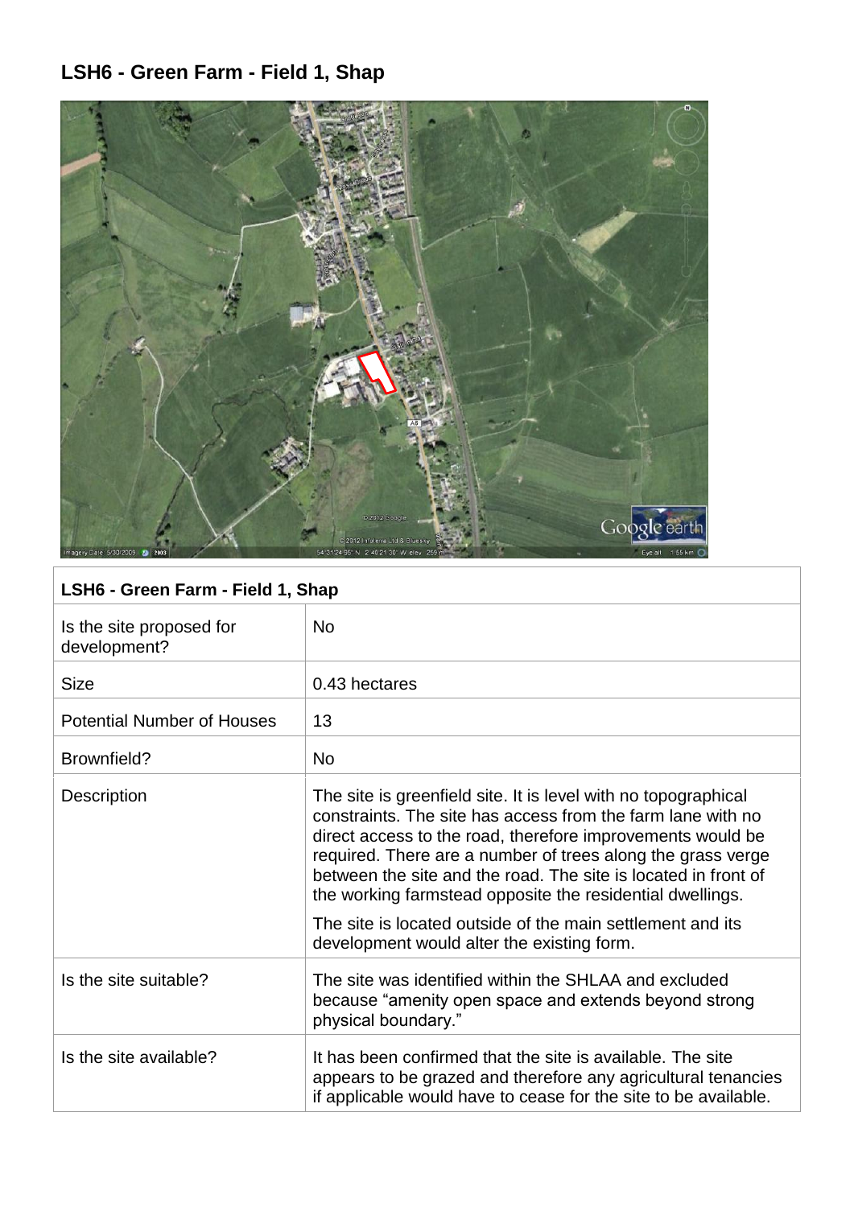## LSH6 - Green Farm - Field 1, Shap

| LSH6 - Green Farm - Field 1, Shap | |
|---|---|
| Is the site proposed for development? | No |
| Size | 0.43 hectares |
| Potential Number of Houses | 13 |
| Brownfield? | No |
| Description | The site is greenfield site. It is level with no topographical constraints. The site has access from the farm lane with no direct access to the road, therefore improvements would be required. There are a number of trees along the grass verge between the site and the road. The site is located in front of the working farmstead opposite the residential dwellings.<br><br>The site is located outside of the main settlement and its development would alter the existing form. |
| Is the site suitable? | The site was identified within the SHLAA and excluded because "amenity open space and extends beyond strong physical boundary." |
| Is the site available? | It has been confirmed that the site is available. The site appears to be grazed and therefore any agricultural tenancies if applicable would have to cease for the site to be available. |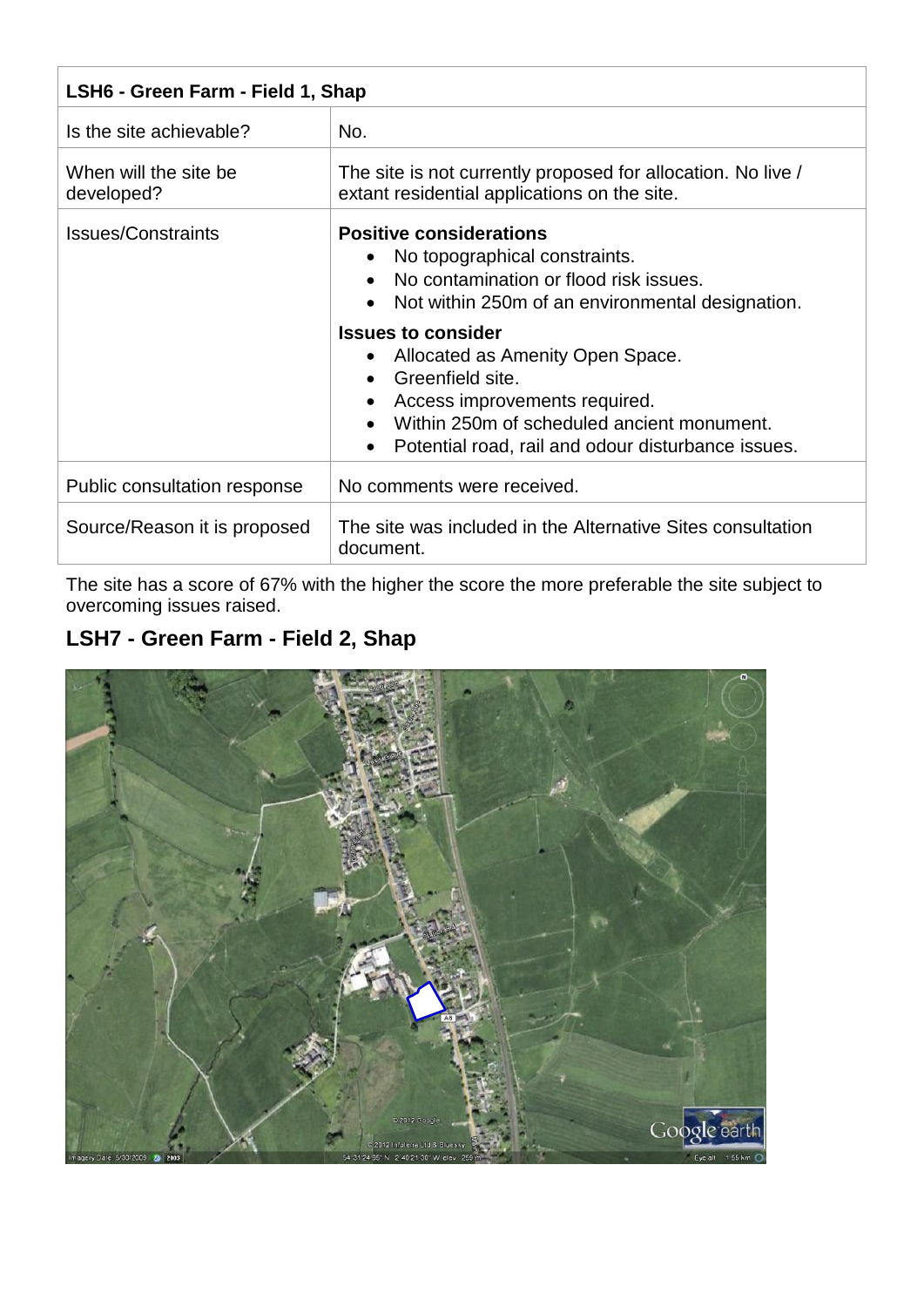| LSH6 - Green Farm - Field 1, Shap | |
|---|---|
| Is the site achievable? | No. |
| When will the site be developed? | The site is not currently proposed for allocation. No live / extant residential applications on the site. |
| Issues/Constraints | **Positive considerations**<br>• No topographical constraints.<br>• No contamination or flood risk issues.<br>• Not within 250m of an environmental designation.<br>**Issues to consider**<br>• Allocated as Amenity Open Space.<br>• Greenfield site.<br>• Access improvements required.<br>• Within 250m of scheduled ancient monument.<br>• Potential road, rail and odour disturbance issues. |
| Public consultation response | No comments were received. |
| Source/Reason it is proposed | The site was included in the Alternative Sites consultation document. |

The site has a score of 67% with the higher the score the more preferable the site subject to overcoming issues raised.

## LSH7 - Green Farm - Field 2, Shap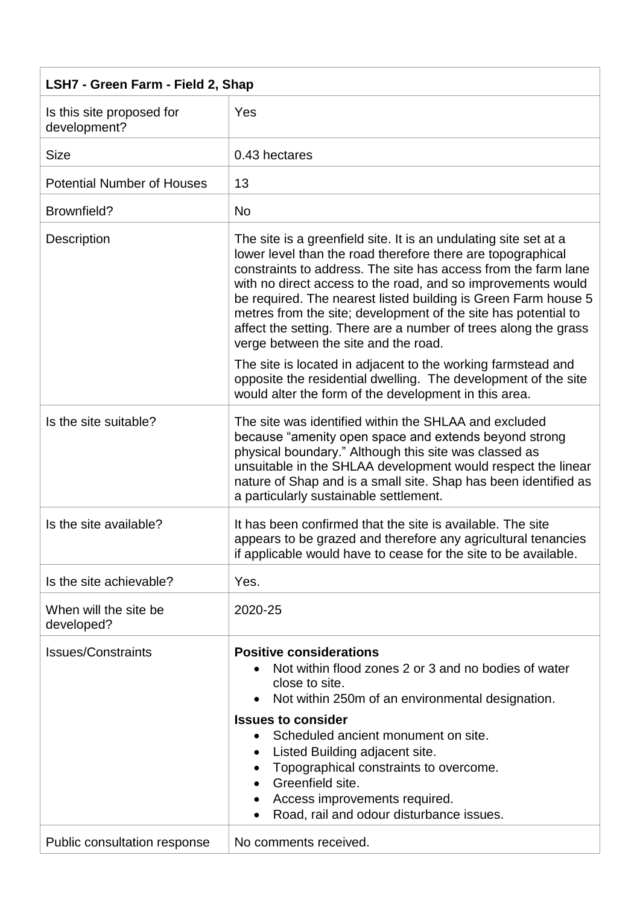| LSH7 - Green Farm - Field 2, Shap | |
|---|---|
| Is this site proposed for development? | Yes |
| Size | 0.43 hectares |
| Potential Number of Houses | 13 |
| Brownfield? | No |
| Description | The site is a greenfield site. It is an undulating site set at a lower level than the road therefore there are topographical constraints to address. The site has access from the farm lane with no direct access to the road, and so improvements would be required. The nearest listed building is Green Farm house 5 metres from the site; development of the site has potential to affect the setting. There are a number of trees along the grass verge between the site and the road.<br><br>The site is located in adjacent to the working farmstead and opposite the residential dwelling. The development of the site would alter the form of the development in this area. |
| Is the site suitable? | The site was identified within the SHLAA and excluded because "amenity open space and extends beyond strong physical boundary." Although this site was classed as unsuitable in the SHLAA development would respect the linear nature of Shap and is a small site. Shap has been identified as a particularly sustainable settlement. |
| Is the site available? | It has been confirmed that the site is available. The site appears to be grazed and therefore any agricultural tenancies if applicable would have to cease for the site to be available. |
| Is the site achievable? | Yes. |
| When will the site be developed? | 2020-25 |
| Issues/Constraints | **Positive considerations**<br>• Not within flood zones 2 or 3 and no bodies of water close to site.<br>• Not within 250m of an environmental designation.<br><br>**Issues to consider**<br>• Scheduled ancient monument on site.<br>• Listed Building adjacent site.<br>• Topographical constraints to overcome.<br>• Greenfield site.<br>• Access improvements required.<br>• Road, rail and odour disturbance issues. |
| Public consultation response | No comments received. |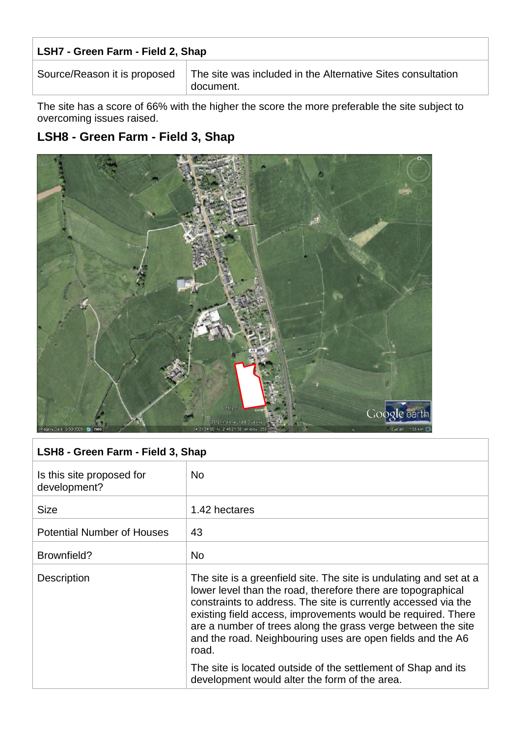| LSH7 - Green Farm - Field 2, Shap | |
|---|---|
| Source/Reason it is proposed | The site was included in the Alternative Sites consultation document. |

The site has a score of 66% with the higher the score the more preferable the site subject to overcoming issues raised.

## LSH8 - Green Farm - Field 3, Shap

| LSH8 - Green Farm - Field 3, Shap | |
|---|---|
| Is this site proposed for development? | No |
| Size | 1.42 hectares |
| Potential Number of Houses | 43 |
| Brownfield? | No |
| Description | The site is a greenfield site. The site is undulating and set at a lower level than the road, therefore there are topographical constraints to address. The site is currently accessed via the existing field access, improvements would be required. There are a number of trees along the grass verge between the site and the road. Neighbouring uses are open fields and the A6 road.<br><br>The site is located outside of the settlement of Shap and its development would alter the form of the area. |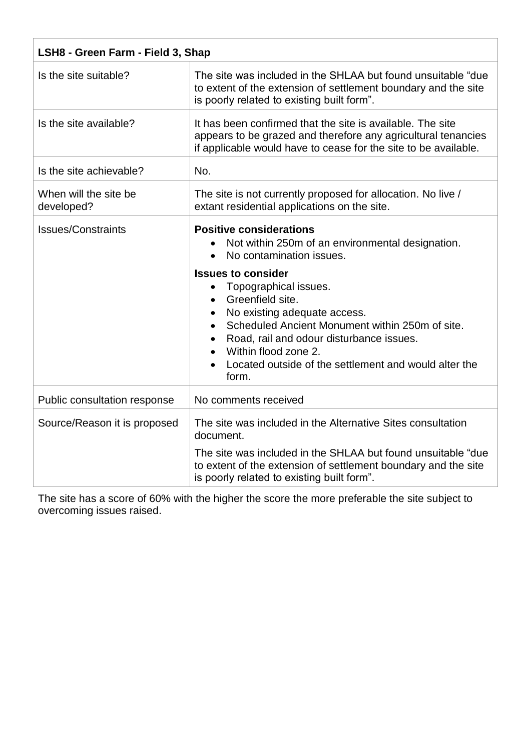| LSH8 - Green Farm - Field 3, Shap | |
|---|---|
| Is the site suitable? | The site was included in the SHLAA but found unsuitable "due to extent of the extension of settlement boundary and the site is poorly related to existing built form". |
| Is the site available? | It has been confirmed that the site is available. The site appears to be grazed and therefore any agricultural tenancies if applicable would have to cease for the site to be available. |
| Is the site achievable? | No. |
| When will the site be developed? | The site is not currently proposed for allocation. No live / extant residential applications on the site. |
| Issues/Constraints | **Positive considerations**<br>• Not within 250m of an environmental designation.<br>• No contamination issues.<br>**Issues to consider**<br>• Topographical issues.<br>• Greenfield site.<br>• No existing adequate access.<br>• Scheduled Ancient Monument within 250m of site.<br>• Road, rail and odour disturbance issues.<br>• Within flood zone 2.<br>• Located outside of the settlement and would alter the form. |
| Public consultation response | No comments received |
| Source/Reason it is proposed | The site was included in the Alternative Sites consultation document.<br>The site was included in the SHLAA but found unsuitable "due to extent of the extension of settlement boundary and the site is poorly related to existing built form". |

The site has a score of 60% with the higher the score the more preferable the site subject to overcoming issues raised.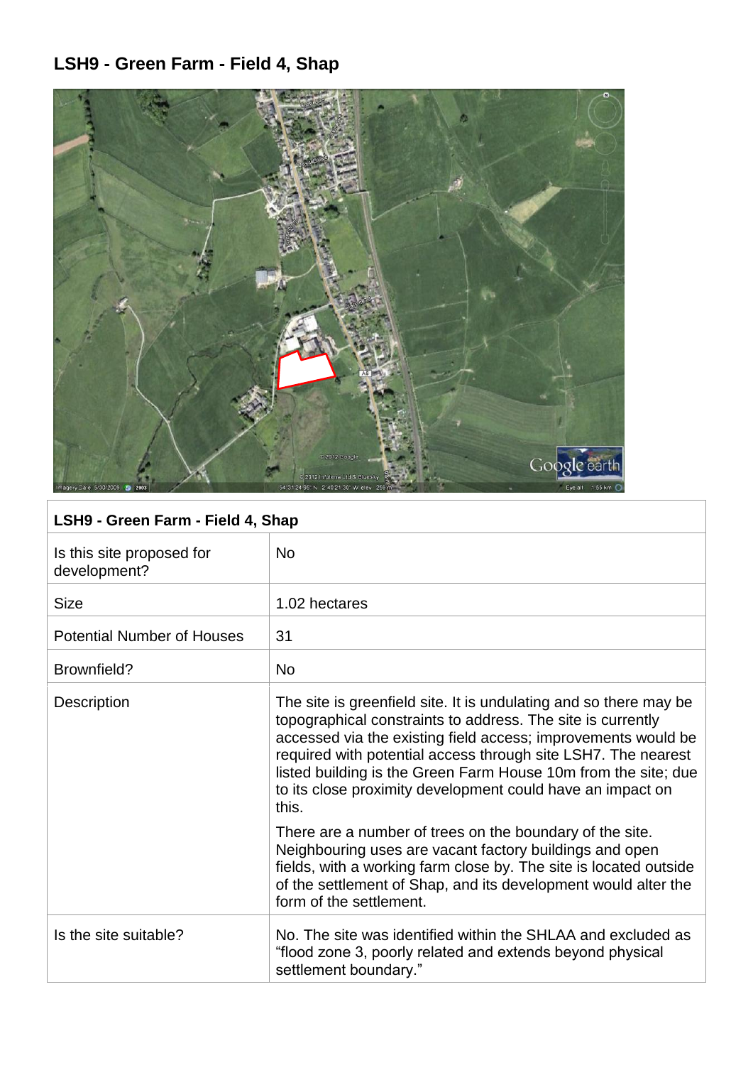## LSH9 - Green Farm - Field 4, Shap

| LSH9 - Green Farm - Field 4, Shap | |
|---|---|
| Is this site proposed for development? | No |
| Size | 1.02 hectares |
| Potential Number of Houses | 31 |
| Brownfield? | No |
| Description | The site is greenfield site. It is undulating and so there may be topographical constraints to address. The site is currently accessed via the existing field access; improvements would be required with potential access through site LSH7. The nearest listed building is the Green Farm House 10m from the site; due to its close proximity development could have an impact on this.<br><br>There are a number of trees on the boundary of the site. Neighbouring uses are vacant factory buildings and open fields, with a working farm close by. The site is located outside of the settlement of Shap, and its development would alter the form of the settlement. |
| Is the site suitable? | No. The site was identified within the SHLAA and excluded as "flood zone 3, poorly related and extends beyond physical settlement boundary." |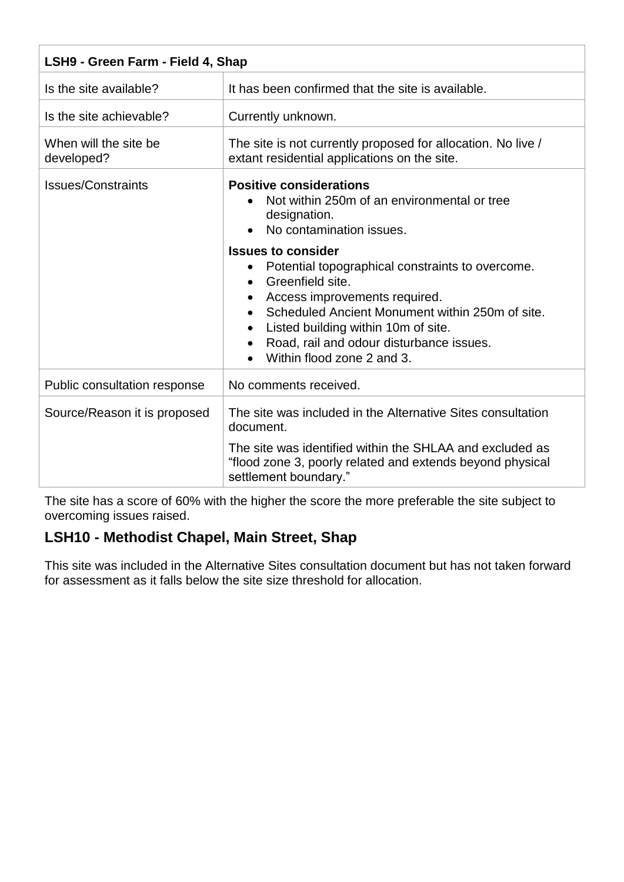| LSH9 - Green Farm - Field 4, Shap | |
|---|---|
| Is the site available? | It has been confirmed that the site is available. |
| Is the site achievable? | Currently unknown. |
| When will the site be developed? | The site is not currently proposed for allocation. No live / extant residential applications on the site. |
| Issues/Constraints | **Positive considerations**<br>• Not within 250m of an environmental or tree designation.<br>• No contamination issues.<br>**Issues to consider**<br>• Potential topographical constraints to overcome.<br>• Greenfield site.<br>• Access improvements required.<br>• Scheduled Ancient Monument within 250m of site.<br>• Listed building within 10m of site.<br>• Road, rail and odour disturbance issues.<br>• Within flood zone 2 and 3. |
| Public consultation response | No comments received. |
| Source/Reason it is proposed | The site was included in the Alternative Sites consultation document.<br>The site was identified within the SHLAA and excluded as "flood zone 3, poorly related and extends beyond physical settlement boundary." |

The site has a score of 60% with the higher the score the more preferable the site subject to overcoming issues raised.

## LSH10 - Methodist Chapel, Main Street, Shap

This site was included in the Alternative Sites consultation document but has not taken forward for assessment as it falls below the site size threshold for allocation.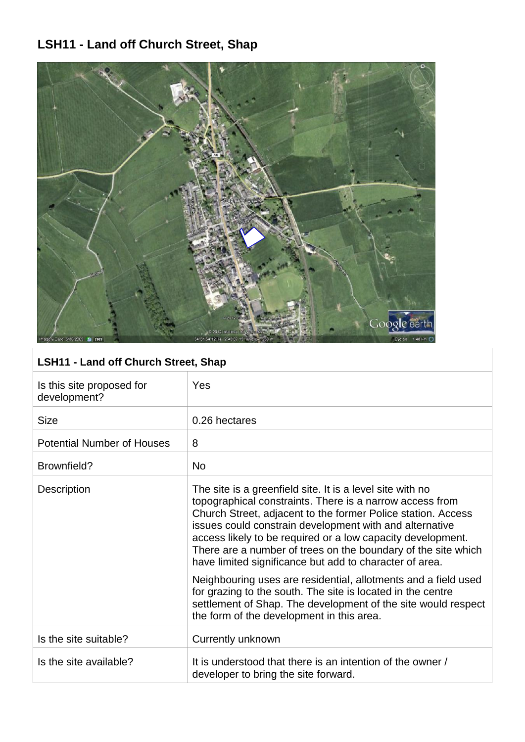# LSH11 - Land off Church Street, Shap

| LSH11 - Land off Church Street, Shap | |
|---|---|
| Is this site proposed for development? | Yes |
| Size | 0.26 hectares |
| Potential Number of Houses | 8 |
| Brownfield? | No |
| Description | The site is a greenfield site. It is a level site with no topographical constraints. There is a narrow access from Church Street, adjacent to the former Police station. Access issues could constrain development with and alternative access likely to be required or a low capacity development. There are a number of trees on the boundary of the site which have limited significance but add to character of area.<br><br>Neighbouring uses are residential, allotments and a field used for grazing to the south. The site is located in the centre settlement of Shap. The development of the site would respect the form of the development in this area. |
| Is the site suitable? | Currently unknown |
| Is the site available? | It is understood that there is an intention of the owner / developer to bring the site forward. |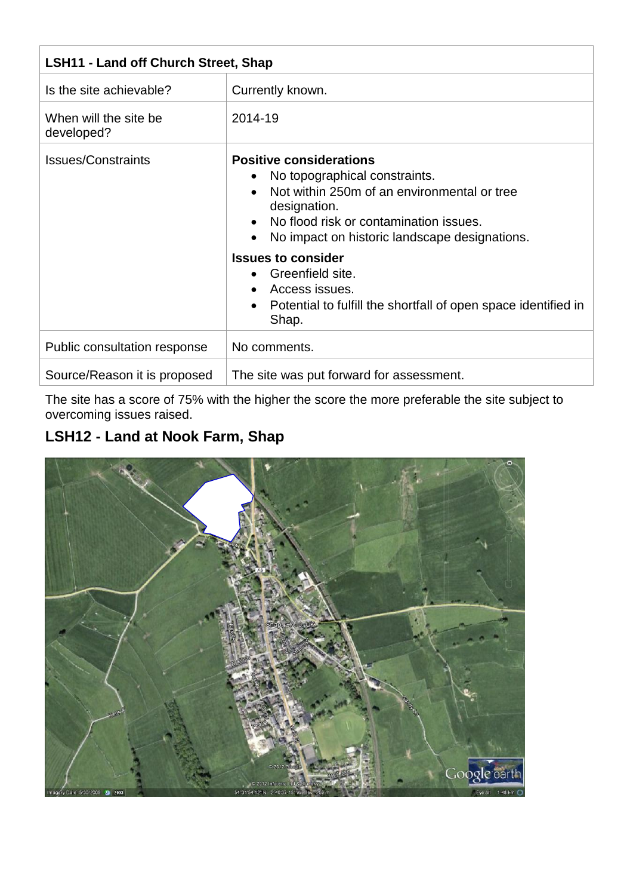| LSH11 - Land off Church Street, Shap | |
|---|---|
| Is the site achievable? | Currently known. |
| When will the site be developed? | 2014-19 |
| Issues/Constraints | **Positive considerations**<br>• No topographical constraints.<br>• Not within 250m of an environmental or tree designation.<br>• No flood risk or contamination issues.<br>• No impact on historic landscape designations.<br>**Issues to consider**<br>• Greenfield site.<br>• Access issues.<br>• Potential to fulfill the shortfall of open space identified in Shap. |
| Public consultation response | No comments. |
| Source/Reason it is proposed | The site was put forward for assessment. |

The site has a score of 75% with the higher the score the more preferable the site subject to overcoming issues raised.

## LSH12 - Land at Nook Farm, Shap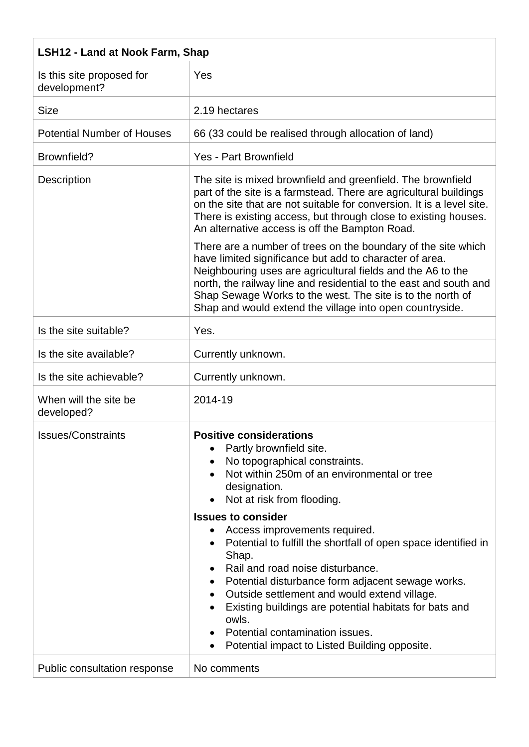| LSH12 - Land at Nook Farm, Shap | |
|---|---|
| Is this site proposed for development? | Yes |
| Size | 2.19 hectares |
| Potential Number of Houses | 66 (33 could be realised through allocation of land) |
| Brownfield? | Yes - Part Brownfield |
| Description | The site is mixed brownfield and greenfield. The brownfield part of the site is a farmstead. There are agricultural buildings on the site that are not suitable for conversion. It is a level site. There is existing access, but through close to existing houses. An alternative access is off the Bampton Road.<br><br>There are a number of trees on the boundary of the site which have limited significance but add to character of area. Neighbouring uses are agricultural fields and the A6 to the north, the railway line and residential to the east and south and Shap Sewage Works to the west. The site is to the north of Shap and would extend the village into open countryside. |
| Is the site suitable? | Yes. |
| Is the site available? | Currently unknown. |
| Is the site achievable? | Currently unknown. |
| When will the site be developed? | 2014-19 |
| Issues/Constraints | **Positive considerations**<br>• Partly brownfield site.<br>• No topographical constraints.<br>• Not within 250m of an environmental or tree designation.<br>• Not at risk from flooding.<br><br>**Issues to consider**<br>• Access improvements required.<br>• Potential to fulfill the shortfall of open space identified in Shap.<br>• Rail and road noise disturbance.<br>• Potential disturbance form adjacent sewage works.<br>• Outside settlement and would extend village.<br>• Existing buildings are potential habitats for bats and owls.<br>• Potential contamination issues.<br>• Potential impact to Listed Building opposite. |
| Public consultation response | No comments |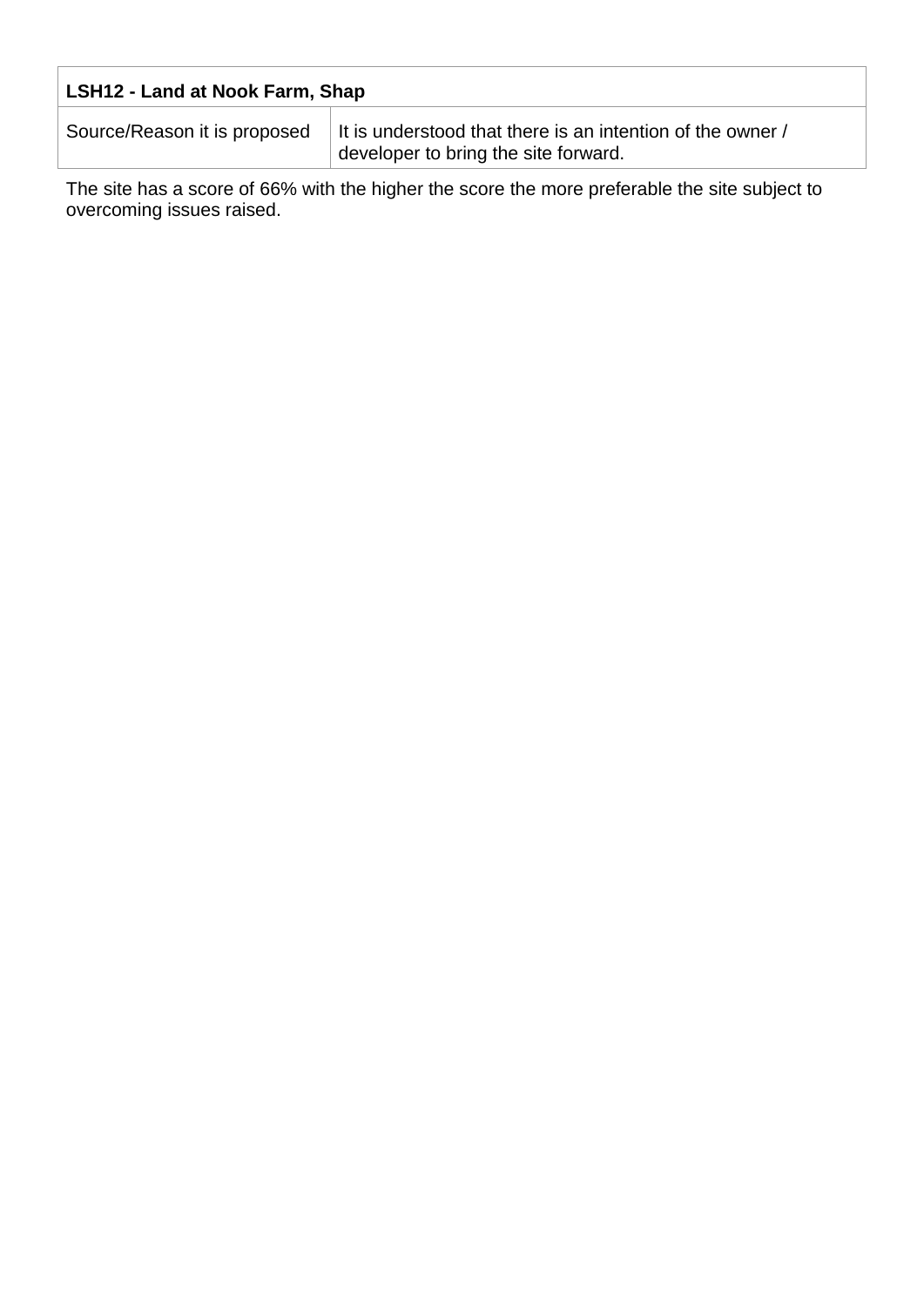| LSH12 - Land at Nook Farm, Shap | |
|---|---|
| Source/Reason it is proposed | It is understood that there is an intention of the owner / developer to bring the site forward. |

The site has a score of 66% with the higher the score the more preferable the site subject to overcoming issues raised.